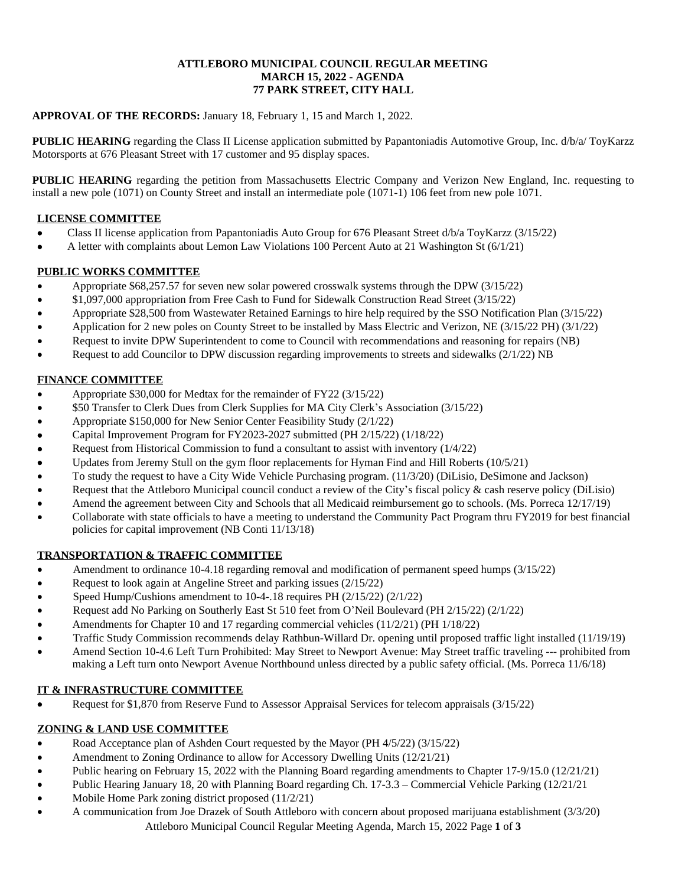**ATTLEBORO MUNICIPAL COUNCIL REGULAR MEETING**
**MARCH 15, 2022 - AGENDA**
**77 PARK STREET, CITY HALL**

**APPROVAL OF THE RECORDS:** January 18, February 1, 15 and March 1, 2022.

**PUBLIC HEARING** regarding the Class II License application submitted by Papantoniadis Automotive Group, Inc. d/b/a/ ToyKarzz Motorsports at 676 Pleasant Street with 17 customer and 95 display spaces.

**PUBLIC HEARING** regarding the petition from Massachusetts Electric Company and Verizon New England, Inc. requesting to install a new pole (1071) on County Street and install an intermediate pole (1071-1) 106 feet from new pole 1071.

## LICENSE COMMITTEE

- Class II license application from Papantoniadis Auto Group for 676 Pleasant Street d/b/a ToyKarzz (3/15/22)
- A letter with complaints about Lemon Law Violations 100 Percent Auto at 21 Washington St (6/1/21)

## PUBLIC WORKS COMMITTEE

- Appropriate $68,257.57 for seven new solar powered crosswalk systems through the DPW (3/15/22)
- $1,097,000 appropriation from Free Cash to Fund for Sidewalk Construction Read Street (3/15/22)
- Appropriate $28,500 from Wastewater Retained Earnings to hire help required by the SSO Notification Plan (3/15/22)
- Application for 2 new poles on County Street to be installed by Mass Electric and Verizon, NE (3/15/22 PH) (3/1/22)
- Request to invite DPW Superintendent to come to Council with recommendations and reasoning for repairs (NB)
- Request to add Councilor to DPW discussion regarding improvements to streets and sidewalks (2/1/22) NB

## FINANCE COMMITTEE

- Appropriate $30,000 for Medtax for the remainder of FY22 (3/15/22)
- $50 Transfer to Clerk Dues from Clerk Supplies for MA City Clerk's Association (3/15/22)
- Appropriate $150,000 for New Senior Center Feasibility Study (2/1/22)
- Capital Improvement Program for FY2023-2027 submitted (PH 2/15/22) (1/18/22)
- Request from Historical Commission to fund a consultant to assist with inventory (1/4/22)
- Updates from Jeremy Stull on the gym floor replacements for Hyman Find and Hill Roberts (10/5/21)
- To study the request to have a City Wide Vehicle Purchasing program. (11/3/20) (DiLisio, DeSimone and Jackson)
- Request that the Attleboro Municipal council conduct a review of the City's fiscal policy & cash reserve policy (DiLisio)
- Amend the agreement between City and Schools that all Medicaid reimbursement go to schools. (Ms. Porreca 12/17/19)
- Collaborate with state officials to have a meeting to understand the Community Pact Program thru FY2019 for best financial policies for capital improvement (NB Conti 11/13/18)

## TRANSPORTATION & TRAFFIC COMMITTEE

- Amendment to ordinance 10-4.18 regarding removal and modification of permanent speed humps (3/15/22)
- Request to look again at Angeline Street and parking issues (2/15/22)
- Speed Hump/Cushions amendment to 10-4-.18 requires PH (2/15/22) (2/1/22)
- Request add No Parking on Southerly East St 510 feet from O'Neil Boulevard (PH 2/15/22) (2/1/22)
- Amendments for Chapter 10 and 17 regarding commercial vehicles (11/2/21) (PH 1/18/22)
- Traffic Study Commission recommends delay Rathbun-Willard Dr. opening until proposed traffic light installed (11/19/19)
- Amend Section 10-4.6 Left Turn Prohibited: May Street to Newport Avenue: May Street traffic traveling --- prohibited from making a Left turn onto Newport Avenue Northbound unless directed by a public safety official. (Ms. Porreca 11/6/18)

## IT & INFRASTRUCTURE COMMITTEE

- Request for $1,870 from Reserve Fund to Assessor Appraisal Services for telecom appraisals (3/15/22)

## ZONING & LAND USE COMMITTEE

- Road Acceptance plan of Ashden Court requested by the Mayor (PH 4/5/22) (3/15/22)
- Amendment to Zoning Ordinance to allow for Accessory Dwelling Units (12/21/21)
- Public hearing on February 15, 2022 with the Planning Board regarding amendments to Chapter 17-9/15.0 (12/21/21)
- Public Hearing January 18, 20 with Planning Board regarding Ch. 17-3.3 – Commercial Vehicle Parking (12/21/21
- Mobile Home Park zoning district proposed (11/2/21)
- A communication from Joe Drazek of South Attleboro with concern about proposed marijuana establishment (3/3/20)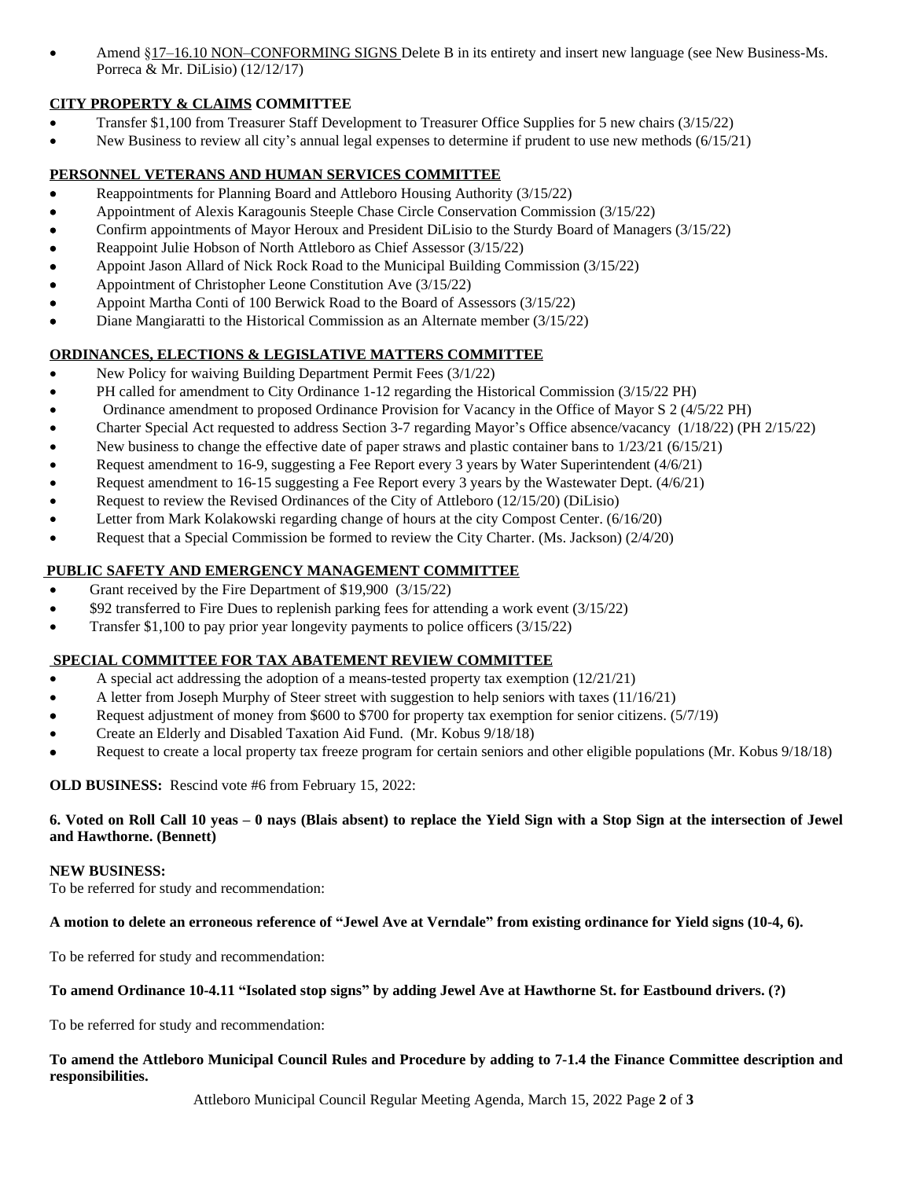- Amend §17–16.10 NON–CONFORMING SIGNS Delete B in its entirety and insert new language (see New Business-Ms. Porreca & Mr. DiLisio) (12/12/17)

**CITY PROPERTY & CLAIMS COMMITTEE**

- Transfer $1,100 from Treasurer Staff Development to Treasurer Office Supplies for 5 new chairs (3/15/22)
- New Business to review all city's annual legal expenses to determine if prudent to use new methods (6/15/21)

**PERSONNEL VETERANS AND HUMAN SERVICES COMMITTEE**

- Reappointments for Planning Board and Attleboro Housing Authority (3/15/22)
- Appointment of Alexis Karagounis Steeple Chase Circle Conservation Commission (3/15/22)
- Confirm appointments of Mayor Heroux and President DiLisio to the Sturdy Board of Managers (3/15/22)
- Reappoint Julie Hobson of North Attleboro as Chief Assessor (3/15/22)
- Appoint Jason Allard of Nick Rock Road to the Municipal Building Commission (3/15/22)
- Appointment of Christopher Leone Constitution Ave (3/15/22)
- Appoint Martha Conti of 100 Berwick Road to the Board of Assessors (3/15/22)
- Diane Mangiaratti to the Historical Commission as an Alternate member (3/15/22)

**ORDINANCES, ELECTIONS & LEGISLATIVE MATTERS COMMITTEE**

- New Policy for waiving Building Department Permit Fees (3/1/22)
- PH called for amendment to City Ordinance 1-12 regarding the Historical Commission (3/15/22 PH)
- Ordinance amendment to proposed Ordinance Provision for Vacancy in the Office of Mayor S 2 (4/5/22 PH)
- Charter Special Act requested to address Section 3-7 regarding Mayor's Office absence/vacancy (1/18/22) (PH 2/15/22)
- New business to change the effective date of paper straws and plastic container bans to 1/23/21 (6/15/21)
- Request amendment to 16-9, suggesting a Fee Report every 3 years by Water Superintendent (4/6/21)
- Request amendment to 16-15 suggesting a Fee Report every 3 years by the Wastewater Dept. (4/6/21)
- Request to review the Revised Ordinances of the City of Attleboro (12/15/20) (DiLisio)
- Letter from Mark Kolakowski regarding change of hours at the city Compost Center. (6/16/20)
- Request that a Special Commission be formed to review the City Charter. (Ms. Jackson) (2/4/20)

**PUBLIC SAFETY AND EMERGENCY MANAGEMENT COMMITTEE**

- Grant received by the Fire Department of $19,900 (3/15/22)
- $92 transferred to Fire Dues to replenish parking fees for attending a work event (3/15/22)
- Transfer $1,100 to pay prior year longevity payments to police officers (3/15/22)

**SPECIAL COMMITTEE FOR TAX ABATEMENT REVIEW COMMITTEE**

- A special act addressing the adoption of a means-tested property tax exemption (12/21/21)
- A letter from Joseph Murphy of Steer street with suggestion to help seniors with taxes (11/16/21)
- Request adjustment of money from $600 to $700 for property tax exemption for senior citizens. (5/7/19)
- Create an Elderly and Disabled Taxation Aid Fund. (Mr. Kobus 9/18/18)
- Request to create a local property tax freeze program for certain seniors and other eligible populations (Mr. Kobus 9/18/18)

**OLD BUSINESS:** Rescind vote #6 from February 15, 2022:

**6. Voted on Roll Call 10 yeas – 0 nays (Blais absent) to replace the Yield Sign with a Stop Sign at the intersection of Jewel and Hawthorne. (Bennett)**

**NEW BUSINESS:**
To be referred for study and recommendation:

**A motion to delete an erroneous reference of "Jewel Ave at Verndale" from existing ordinance for Yield signs (10-4, 6).**

To be referred for study and recommendation:

**To amend Ordinance 10-4.11 "Isolated stop signs" by adding Jewel Ave at Hawthorne St. for Eastbound drivers. (?)**

To be referred for study and recommendation:

**To amend the Attleboro Municipal Council Rules and Procedure by adding to 7-1.4 the Finance Committee description and responsibilities.**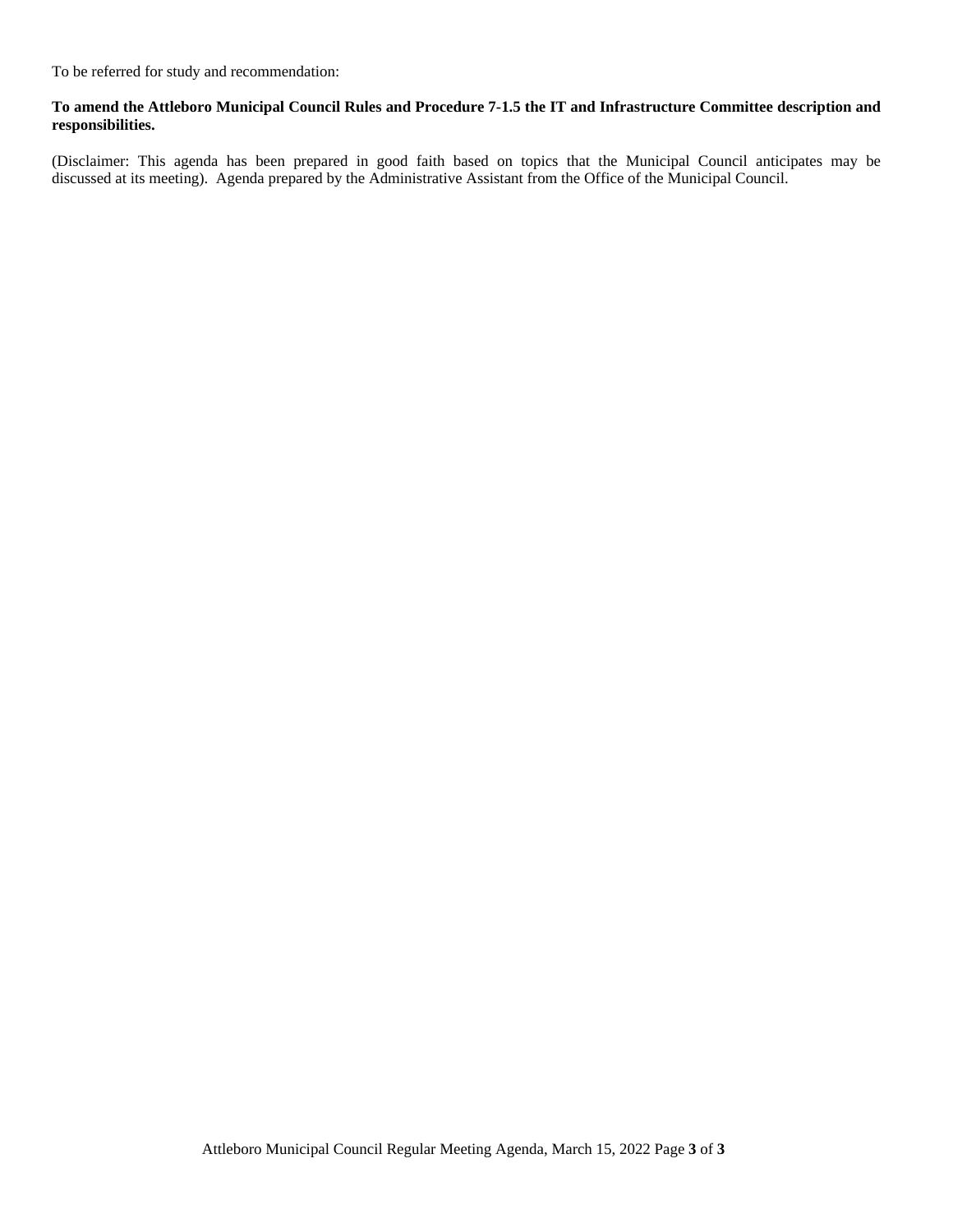To be referred for study and recommendation:

**To amend the Attleboro Municipal Council Rules and Procedure 7-1.5 the IT and Infrastructure Committee description and responsibilities.**

(Disclaimer: This agenda has been prepared in good faith based on topics that the Municipal Council anticipates may be discussed at its meeting). Agenda prepared by the Administrative Assistant from the Office of the Municipal Council.